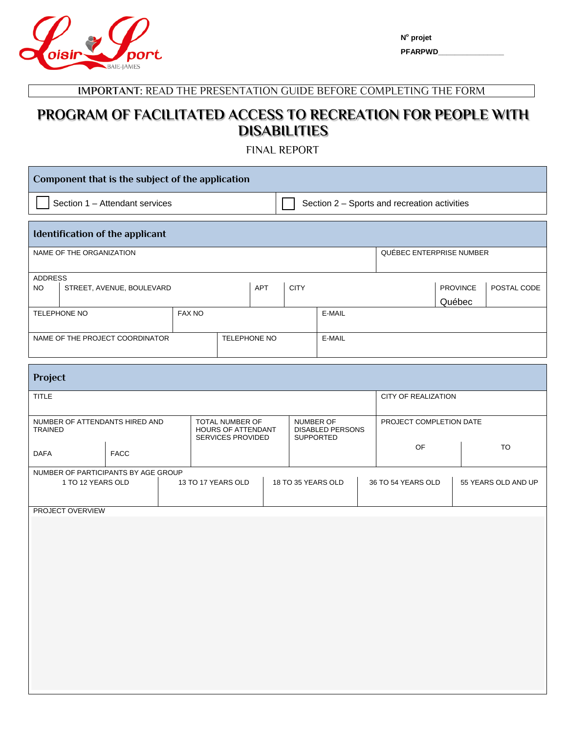N° projet

PFARPWD_______________

IMPORTANT: READ THE PRESENTATION GUIDE BEFORE COMPLETING THE FORM

# PROGRAM OF FACILITATED ACCESS TO RECREATION FOR PEOPLE WITH DISABILITIES

FINAL REPORT

## Component that is the subject of the application

☐ Section 1 – Attendant services

☐ Section 2 – Sports and recreation activities

## Identification of the applicant

| | | | | | |
|---|---|---|---|---|---|
| NAME OF THE ORGANIZATION | | | | QUÉBEC ENTERPRISE NUMBER | |
| ADDRESS NO | STREET, AVENUE, BOULEVARD | APT | CITY | PROVINCE Québec | POSTAL CODE |
| TELEPHONE NO | FAX NO | E-MAIL | | | |
| NAME OF THE PROJECT COORDINATOR | TELEPHONE NO | E-MAIL | | | |

## Project

| | | | | | |
|---|---|---|---|---|---|
| TITLE | | | | CITY OF REALIZATION | |
| NUMBER OF ATTENDANTS HIRED AND TRAINED | | TOTAL NUMBER OF HOURS OF ATTENDANT SERVICES PROVIDED | NUMBER OF DISABLED PERSONS SUPPORTED | PROJECT COMPLETION DATE | |
| DAFA | FACC | | | OF | TO |

NUMBER OF PARTICIPANTS BY AGE GROUP

| 1 TO 12 YEARS OLD | 13 TO 17 YEARS OLD | 18 TO 35 YEARS OLD | 36 TO 54 YEARS OLD | 55 YEARS OLD AND UP |
|---|---|---|---|---|
| | | | | |

PROJECT OVERVIEW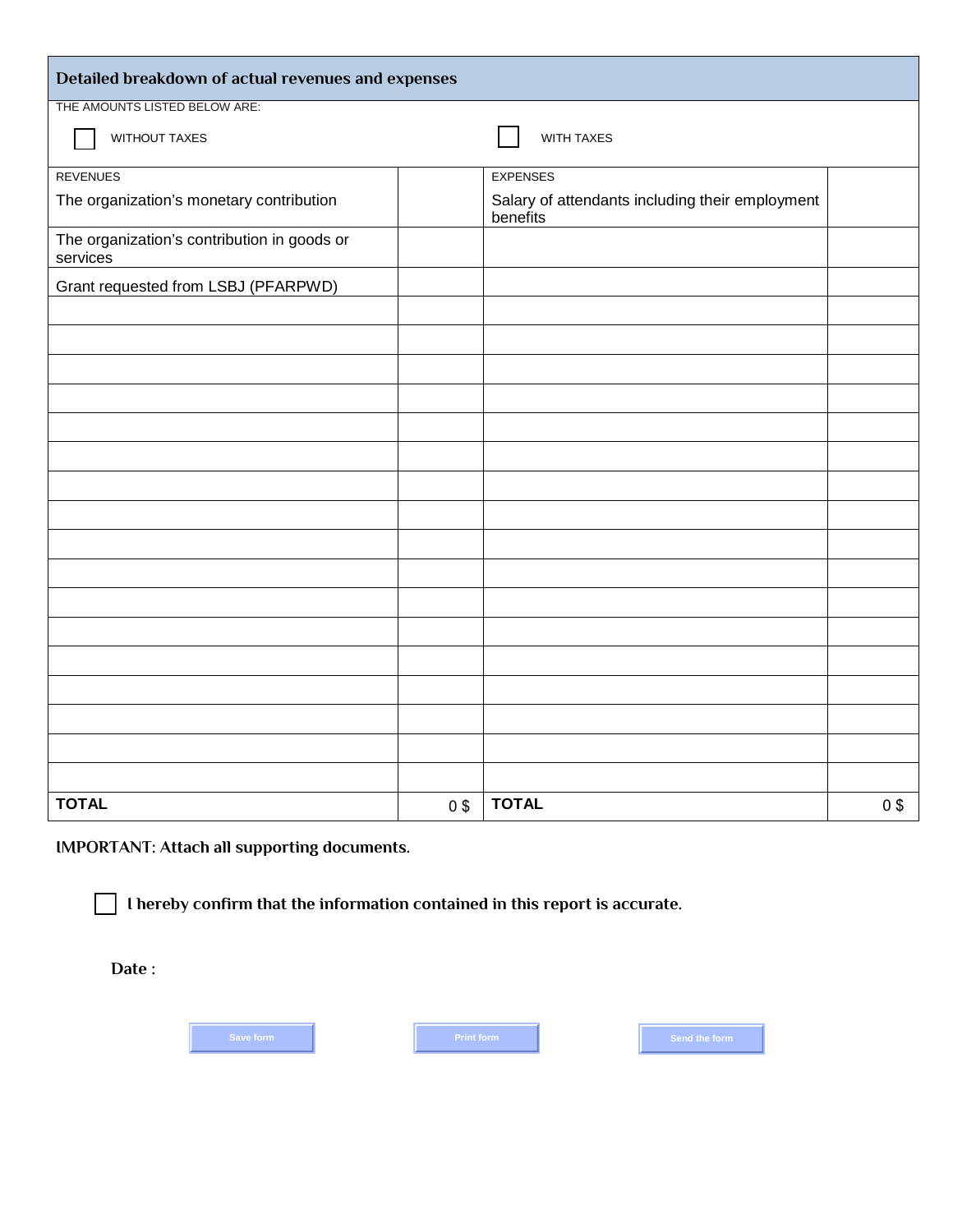## Detailed breakdown of actual revenues and expenses

THE AMOUNTS LISTED BELOW ARE:

☐ WITHOUT TAXES ☐ WITH TAXES

| REVENUES | | EXPENSES | |
|---|---|---|---|
| The organization's monetary contribution | | Salary of attendants including their employment benefits | |
| The organization's contribution in goods or services | | | |
| Grant requested from LSBJ (PFARPWD) | | | |
| | | | |
| | | | |
| | | | |
| | | | |
| | | | |
| | | | |
| | | | |
| | | | |
| | | | |
| | | | |
| | | | |
| | | | |
| | | | |
| | | | |
| | | | |
| | | | |
| | | | |
| **TOTAL** | 0 $ | **TOTAL** | 0 $ |

**IMPORTANT: Attach all supporting documents.**

☐ **I hereby confirm that the information contained in this report is accurate.**

**Date :**

Save form Print form Send the form